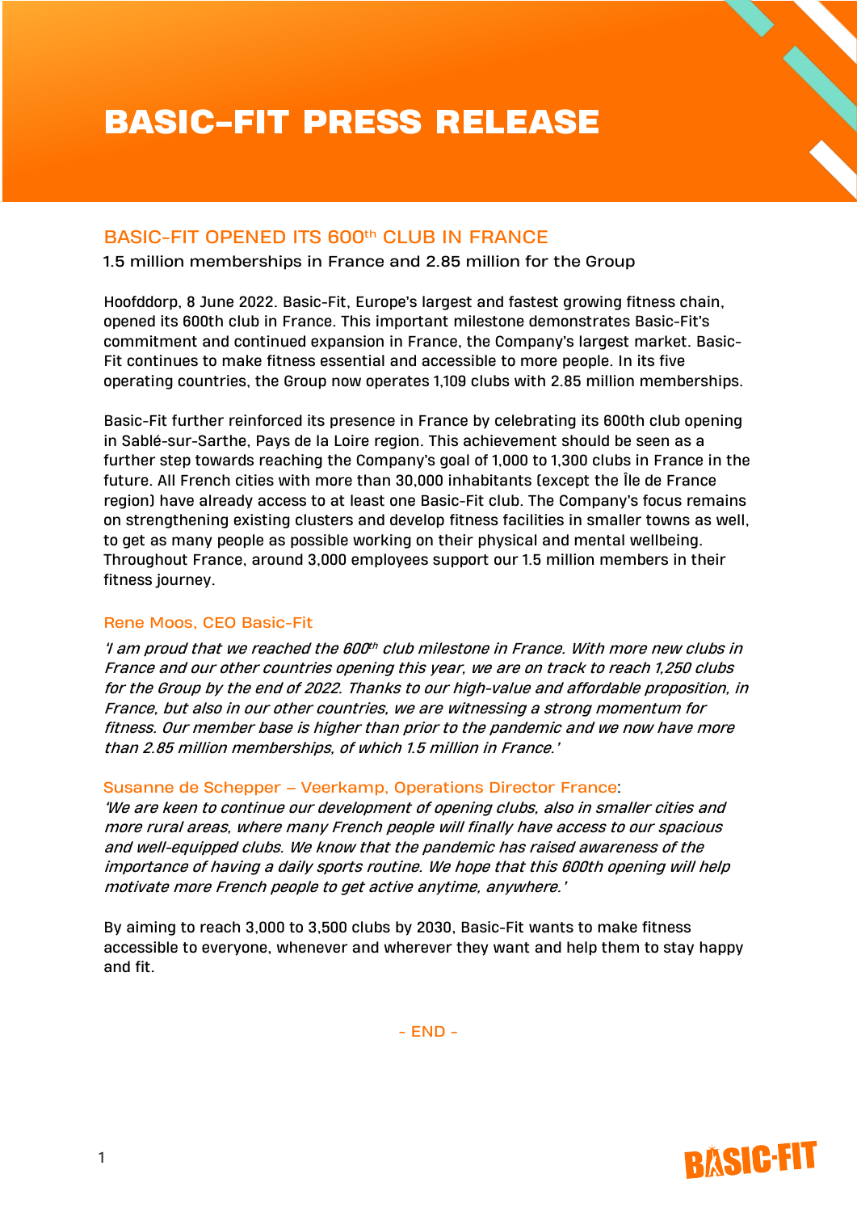# BASIC-FIT PRESS RELEASE

## BASIC-FIT OPENED ITS 600th CLUB IN FRANCE

1.5 million memberships in France and 2.85 million for the Group

Hoofddorp, 8 June 2022. Basic-Fit, Europe's largest and fastest growing fitness chain, opened its 600th club in France. This important milestone demonstrates Basic-Fit's commitment and continued expansion in France, the Company's largest market. Basic-Fit continues to make fitness essential and accessible to more people. In its five operating countries, the Group now operates 1,109 clubs with 2.85 million memberships.

Basic-Fit further reinforced its presence in France by celebrating its 600th club opening in Sablé-sur-Sarthe, Pays de la Loire region. This achievement should be seen as a further step towards reaching the Company's goal of 1,000 to 1,300 clubs in France in the future. All French cities with more than 30,000 inhabitants (except the Île de France region) have already access to at least one Basic-Fit club. The Company's focus remains on strengthening existing clusters and develop fitness facilities in smaller towns as well, to get as many people as possible working on their physical and mental wellbeing. Throughout France, around 3,000 employees support our 1.5 million members in their fitness journey.

### Rene Moos, CEO Basic-Fit

*'I am proud that we reached the 600th club milestone in France. With more new clubs in France and our other countries opening this year, we are on track to reach 1,250 clubs for the Group by the end of 2022. Thanks to our high-value and affordable proposition, in France, but also in our other countries, we are witnessing a strong momentum for fitness. Our member base is higher than prior to the pandemic and we now have more than 2.85 million memberships, of which 1.5 million in France.'*

### Susanne de Schepper – Veerkamp, Operations Director France:

*'We are keen to continue our development of opening clubs, also in smaller cities and more rural areas, where many French people will finally have access to our spacious and well-equipped clubs. We know that the pandemic has raised awareness of the importance of having a daily sports routine. We hope that this 600th opening will help motivate more French people to get active anytime, anywhere.'*

By aiming to reach 3,000 to 3,500 clubs by 2030, Basic-Fit wants to make fitness accessible to everyone, whenever and wherever they want and help them to stay happy and fit.

- END -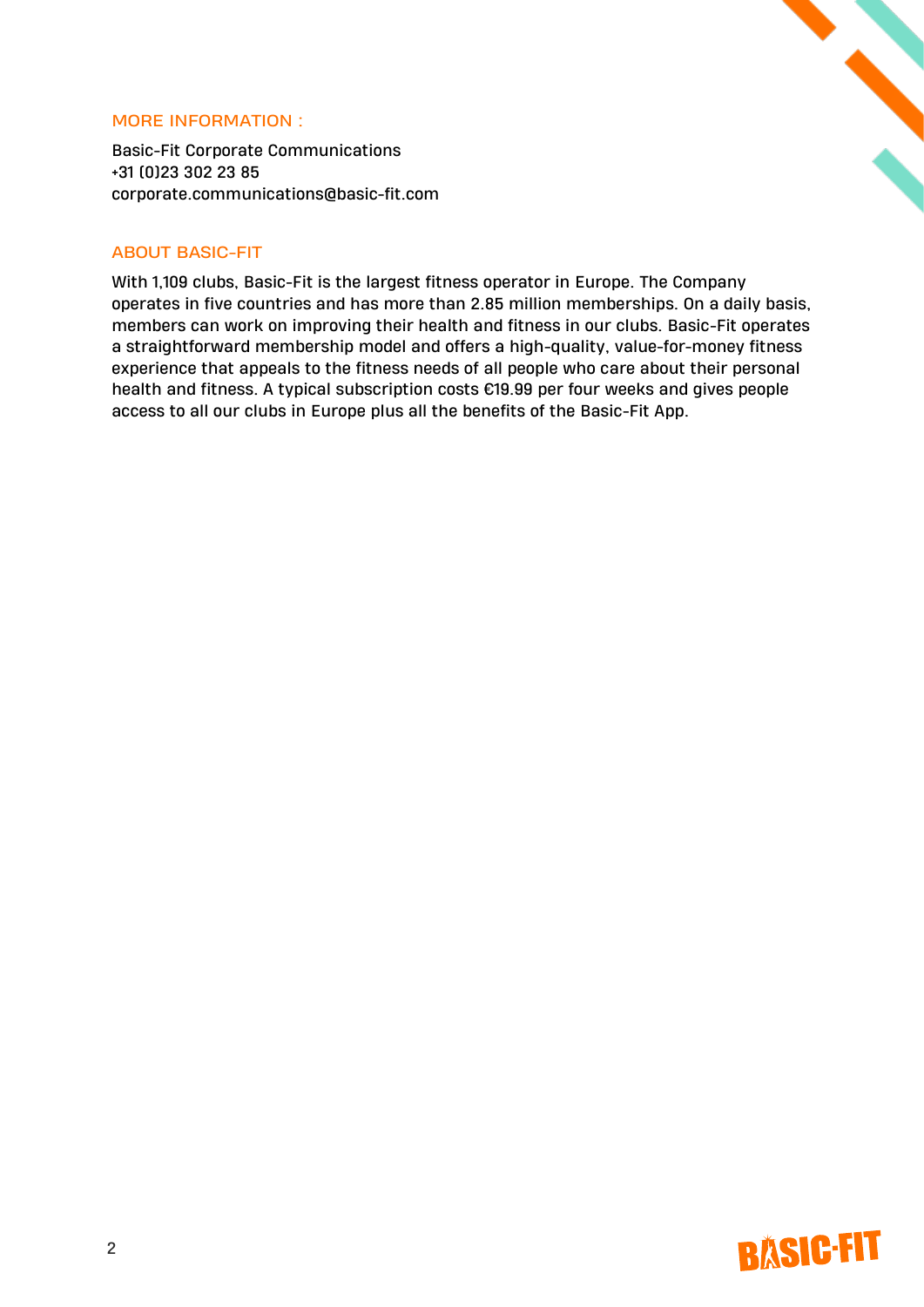## MORE INFORMATION :

Basic-Fit Corporate Communications
+31 (0)23 302 23 85
corporate.communications@basic-fit.com

## ABOUT BASIC-FIT

With 1,109 clubs, Basic-Fit is the largest fitness operator in Europe. The Company operates in five countries and has more than 2.85 million memberships. On a daily basis, members can work on improving their health and fitness in our clubs. Basic-Fit operates a straightforward membership model and offers a high-quality, value-for-money fitness experience that appeals to the fitness needs of all people who care about their personal health and fitness. A typical subscription costs €19.99 per four weeks and gives people access to all our clubs in Europe plus all the benefits of the Basic-Fit App.